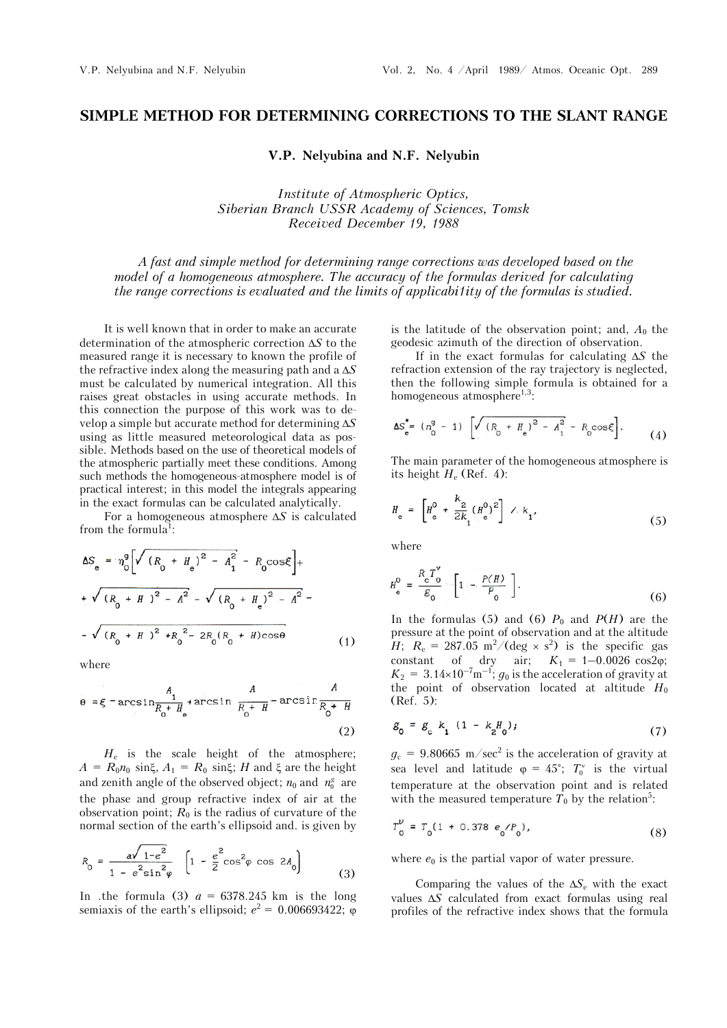# SIMPLE METHOD FOR DETERMINING CORRECTIONS TO THE SLANT RANGE

**V.P. Nelyubina and N.F. Nelyubin**

*Institute of Atmospheric Optics,*
*Siberian Branch USSR Academy of Sciences, Tomsk*
*Received December 19, 1988*

*A fast and simple method for determining range corrections was developed based on the model of a homogeneous atmosphere. The accuracy of the formulas derived for calculating the range corrections is evaluated and the limits of applicabi1ity of the formulas is studied.*

It is well known that in order to make an accurate determination of the atmospheric correction $\Delta S$ to the measured range it is necessary to known the profile of the refractive index along the measuring path and a $\Delta S$ must be calculated by numerical integration. All this raises great obstacles in using accurate methods. In this connection the purpose of this work was to develop a simple but accurate method for determining $\Delta S$ using as little measured meteorological data as possible. Methods based on the use of theoretical models of the atmospheric partially meet these conditions. Among such methods the homogeneous-atmosphere model is of practical interest; in this model the integrals appearing in the exact formulas can be calculated analytically.

For a homogeneous atmosphere $\Delta S$ is calculated from the formula[1]:

$$\Delta S_e = \eta_0^g\left[\sqrt{(R_0 + H_e)^2 - A_1^2} - R_0\cos\xi\right] + \sqrt{(R_0 + H)^2 - A^2} - \sqrt{(R_0 + H_e)^2 - A^2} - \sqrt{(R_0 + H)^2 + R_0^2 - 2R_0(R_0 + H)\cos\theta} \tag{1}$$

where

$$\theta = \xi - \arcsin\frac{A_1}{R_0 + H_e} + \arcsin\frac{A}{R_0 + H} - \arcsin\frac{A}{R_0 + H} \tag{2}$$

$H_e$ is the scale height of the atmosphere; $A = R_0 n_0 \sin\xi$, $A_1 = R_0 \sin\xi$; $H$ and $\xi$ are the height and zenith angle of the observed object; $n_0$ and $n_0^g$ are the phase and group refractive index of air at the observation point; $R_0$ is the radius of curvature of the normal section of the earth's ellipsoid and. is given by

$$R_0 = \frac{a\sqrt{1-e^2}}{1 - e^2\sin^2\varphi}\left[1 - \frac{e^2}{2}\cos^2\varphi\cos 2A_0\right] \tag{3}$$

In .the formula (3) $a = 6378.245$ km is the long semiaxis of the earth's ellipsoid; $e^2 = 0.006693422$; $\varphi$ is the latitude of the observation point; and, $A_0$ the geodesic azimuth of the direction of observation.

If in the exact formulas for calculating $\Delta S$ the refraction extension of the ray trajectory is neglected, then the following simple formula is obtained for a homogeneous atmosphere[1,3]:

$$\Delta S_e^* = (n_0^g - 1)\left[\sqrt{(R_0 + H_e)^2 - A_1^2} - R_0\cos\xi\right]. \tag{4}$$

The main parameter of the homogeneous atmosphere is its height $H_e$ (Ref. 4):

$$H_e = \left[H_e^0 + \frac{k_2}{2k_1}(H_e^0)^2\right] / k_1, \tag{5}$$

where

$$H_e^0 = \frac{R_c T_0^v}{g_0}\left[1 - \frac{P(H)}{P_0}\right]. \tag{6}$$

In the formulas (5) and (6) $P_0$ and $P(H)$ are the pressure at the point of observation and at the altitude $H$; $R_c = 287.05$ m$^2$/(deg $\times$ s$^2$) is the specific gas constant of dry air; $K_1 = 1 - 0.0026\cos 2\varphi$; $K_2 = 3.14\times10^{-7}$m$^{-1}$; $g_0$ is the acceleration of gravity at the point of observation located at altitude $H_0$ (Ref. 5):

$$g_0 = g_c k_1 (1 - k_2 H_0); \tag{7}$$

$g_c = 9.80665$ m/sec$^2$ is the acceleration of gravity at sea level and latitude $\varphi = 45°$; $T_0^v$ is the virtual temperature at the observation point and is related with the measured temperature $T_0$ by the relation[5]:

$$T_0^v = T_0(1 + 0.378\, e_0/P_0), \tag{8}$$

where $e_0$ is the partial vapor of water pressure.

Comparing the values of the $\Delta S_e$ with the exact values $\Delta S$ calculated from exact formulas using real profiles of the refractive index shows that the formula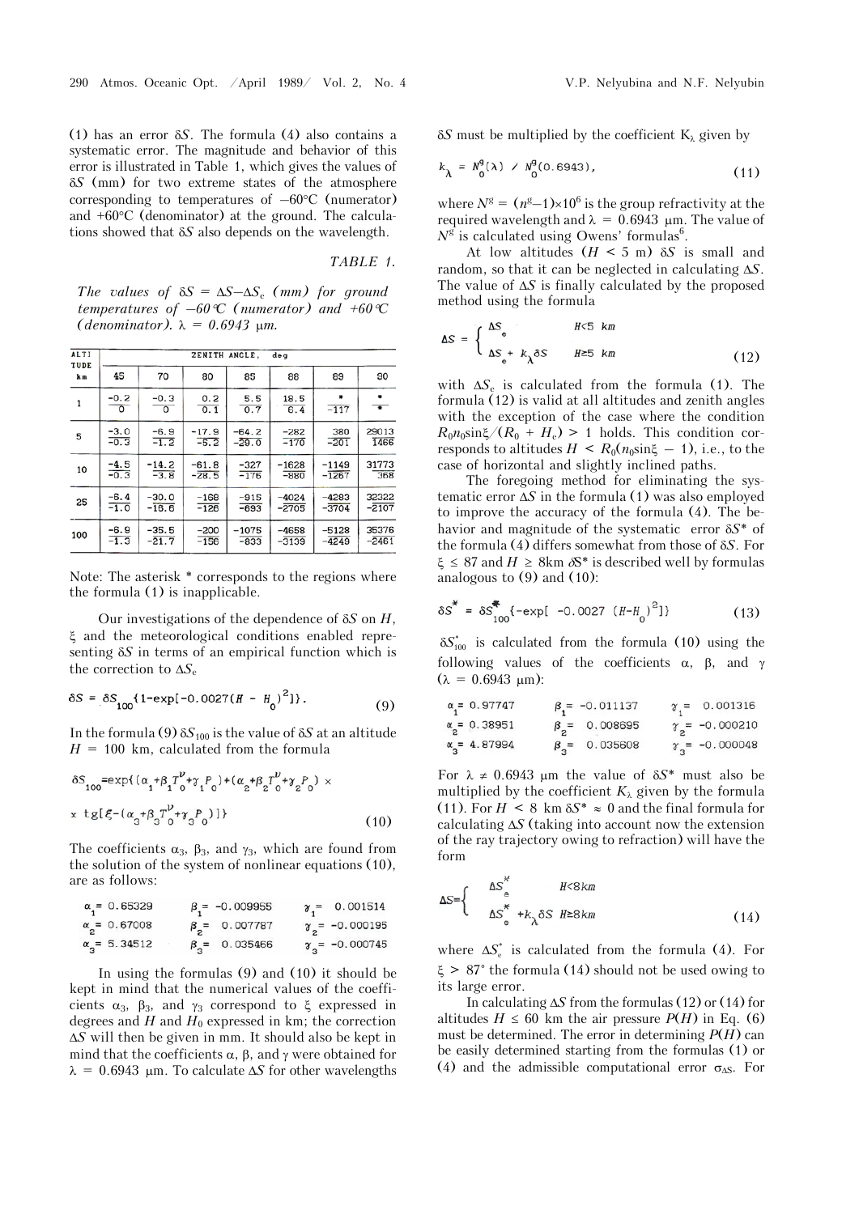(1) has an error $\delta S$. The formula (4) also contains a systematic error. The magnitude and behavior of this error is illustrated in Table 1, which gives the values of $\delta S$ (mm) for two extreme states of the atmosphere corresponding to temperatures of $-60°C$ (numerator) and $+60°C$ (denominator) at the ground. The calculations showed that $\delta S$ also depends on the wavelength.

*TABLE 1.*

*The values of $\delta S = \Delta S - \Delta S_e$ (mm) for ground temperatures of $-60°C$ (numerator) and $+60°C$ (denominator). $\lambda = 0.6943$ μm.*

| ALTITUDE km | ZENITH ANGLE, deg | | | | | | |
|---|---|---|---|---|---|---|---|
| | 45 | 70 | 80 | 85 | 88 | 89 | 90 |
| 1 | -0.2 / 0 | -0.3 / 0 | 0.2 / 0.1 | 5.5 / 0.7 | 18.5 / 6.4 | * / -117 | * / * |
| 5 | -3.0 / -0.3 | -6.9 / -1.2 | -17.9 / -5.2 | -64.2 / -29.0 | -282 / -170 | 380 / -201 | 29013 / 1466 |
| 10 | -4.5 / -0.3 | -14.2 / -3.8 | -61.8 / -28.5 | -327 / -176 | -1628 / -880 | -1149 / -1267 | 31773 / 368 |
| 25 | -6.4 / -1.0 | -30.0 / -15.6 | -168 / -126 | -915 / -693 | -4024 / -2705 | -4283 / -3704 | 32322 / -2107 |
| 100 | -6.9 / -1.3 | -35.5 / -21.7 | -200 / -156 | -1075 / -833 | -4658 / -3139 | -5128 / -4249 | 35376 / -2461 |

Note: The asterisk * corresponds to the regions where the formula (1) is inapplicable.

Our investigations of the dependence of $\delta S$ on $H$, $\xi$ and the meteorological conditions enabled representing $\delta S$ in terms of an empirical function which is the correction to $\Delta S_e$

$$\delta S = \delta S_{100}\{1-\exp[-0.0027(H - H_0)^2]\}. \tag{9}$$

In the formula (9) $\delta S_{100}$ is the value of $\delta S$ at an altitude $H = 100$ km, calculated from the formula

$$\delta S_{100}=\exp\{(\alpha_1+\beta_1 T_0^{\nu}+\gamma_1 P_0)+(\alpha_2+\beta_2 T_0^{\nu}+\gamma_2 P_0)\times$$
$$\times\ \mathrm{tg}[\xi-(\alpha_3+\beta_3 T_0^{\nu}+\gamma_3 P_0)]\} \tag{10}$$

The coefficients $\alpha_3$, $\beta_3$, and $\gamma_3$, which are found from the solution of the system of nonlinear equations (10), are as follows:

$\alpha_1 = 0.65329$ $\quad\beta_1 = -0.009955$ $\quad\gamma_1 = 0.001514$
$\alpha_2 = 0.67008$ $\quad\beta_2 = 0.007787$ $\quad\gamma_2 = -0.000195$
$\alpha_3 = 5.34512$ $\quad\beta_3 = 0.035466$ $\quad\gamma_3 = -0.000745$

In using the formulas (9) and (10) it should be kept in mind that the numerical values of the coefficients $\alpha_3$, $\beta_3$, and $\gamma_3$ correspond to $\xi$ expressed in degrees and $H$ and $H_0$ expressed in km; the correction $\Delta S$ will then be given in mm. It should also be kept in mind that the coefficients $\alpha$, $\beta$, and $\gamma$ were obtained for $\lambda = 0.6943$ μm. To calculate $\Delta S$ for other wavelengths $\delta S$ must be multiplied by the coefficient $K_\lambda$ given by

$$k_\lambda = N_0^g(\lambda)\ /\ N_0^g(0.6943), \tag{11}$$

where $N^g = (n^g-1)\times10^6$ is the group refractivity at the required wavelength and $\lambda = 0.6943$ μm. The value of $N^g$ is calculated using Owens' formulas[6].

At low altitudes ($H < 5$ m) $\delta S$ is small and random, so that it can be neglected in calculating $\Delta S$. The value of $\Delta S$ is finally calculated by the proposed method using the formula

$$\Delta S = \begin{cases} \Delta S_e & H<5\ \text{km} \\ \Delta S_e + k_\lambda \delta S & H\geq5\ \text{km} \end{cases} \tag{12}$$

with $\Delta S_e$ is calculated from the formula (1). The formula (12) is valid at all altitudes and zenith angles with the exception of the case where the condition $R_0 n_0 \sin\xi/(R_0 + H_e) > 1$ holds. This condition corresponds to altitudes $H < R_0(n_0\sin\xi - 1)$, i.e., to the case of horizontal and slightly inclined paths.

The foregoing method for eliminating the systematic error $\Delta S$ in the formula (1) was also employed to improve the accuracy of the formula (4). The behavior and magnitude of the systematic error $\delta S^*$ of the formula (4) differs somewhat from those of $\delta S$. For $\xi \leq 87$ and $H \geq 8$km $\delta S^*$ is described well by formulas analogous to (9) and (10):

$$\delta S^* = \delta S^*_{100}\{-\exp[\ -0.0027\ (H-H_0)^2]\} \tag{13}$$

$\delta S^*_{100}$ is calculated from the formula (10) using the following values of the coefficients $\alpha$, $\beta$, and $\gamma$ ($\lambda = 0.6943$ μm):

$\alpha_1 = 0.97747$ $\quad\beta_1 = -0.011137$ $\quad\gamma_1 = 0.001316$
$\alpha_2 = 0.38951$ $\quad\beta_2 = 0.008695$ $\quad\gamma_2 = -0.000210$
$\alpha_3 = 4.87994$ $\quad\beta_3 = 0.035608$ $\quad\gamma_3 = -0.000048$

For $\lambda \neq 0.6943$ μm the value of $\delta S^*$ must also be multiplied by the coefficient $K_\lambda$ given by the formula (11). For $H < 8$ km $\delta S^* \approx 0$ and the final formula for calculating $\Delta S$ (taking into account now the extension of the ray trajectory owing to refraction) will have the form

$$\Delta S = \begin{cases} \Delta S_e^* & H<8km \\ \Delta S_e^* + k_\lambda \delta S & H\geq8km \end{cases} \tag{14}$$

where $\Delta S_e^*$ is calculated from the formula (4). For $\xi > 87°$ the formula (14) should not be used owing to its large error.

In calculating $\Delta S$ from the formulas (12) or (14) for altitudes $H \leq 60$ km the air pressure $P(H)$ in Eq. (6) must be determined. The error in determining $P(H)$ can be easily determined starting from the formulas (1) or (4) and the admissible computational error $\sigma_{\Delta S}$. For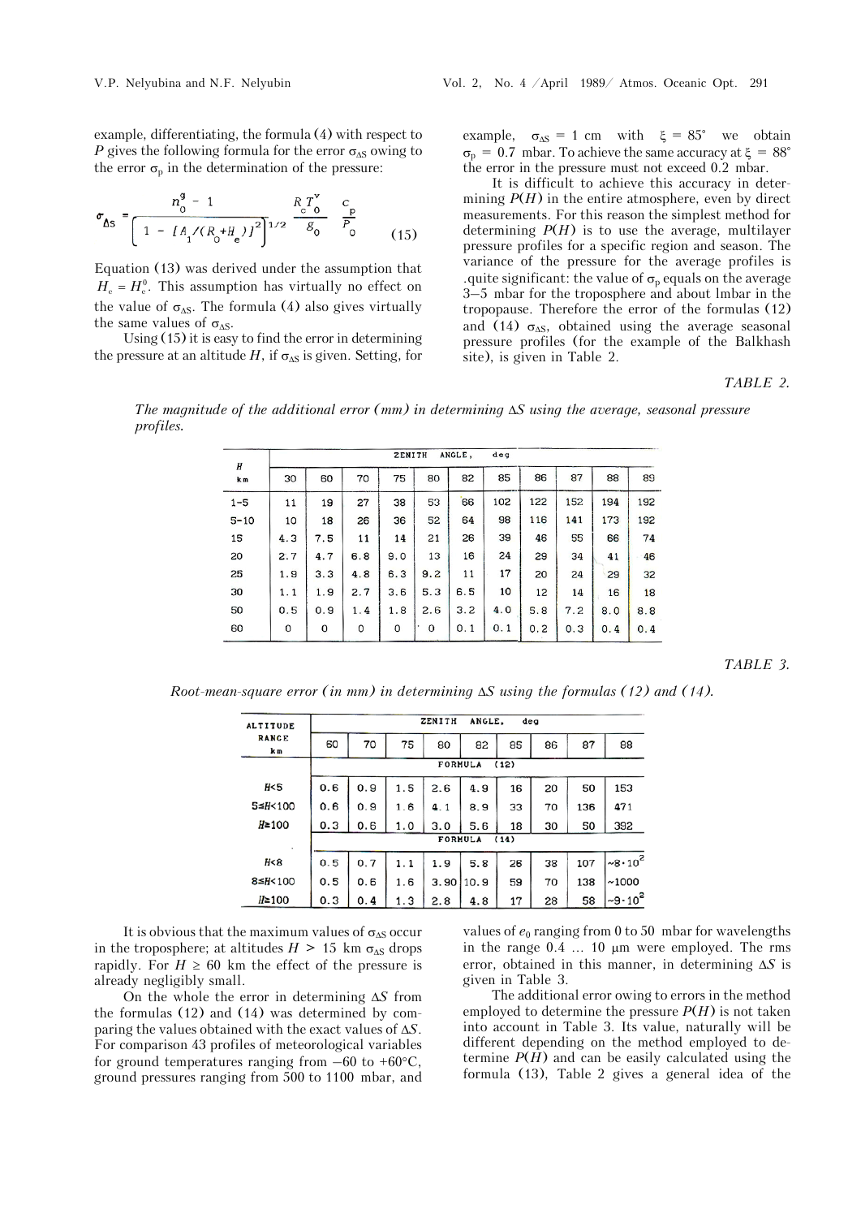example, differentiating, the formula (4) with respect to $P$ gives the following formula for the error $\sigma_{\Delta S}$ owing to the error $\sigma_p$ in the determination of the pressure:

$$\sigma_{\Delta S} = \frac{n_0^g - 1}{\left[1 - [A_1/(R_0+H_e)]^2\right]^{1/2}} \frac{R_c T_0^v}{g_0} \frac{c_p}{P_0} \tag{15}$$

Equation (13) was derived under the assumption that $H_e = H_e^0$. This assumption has virtually no effect on the value of $\sigma_{\Delta S}$. The formula (4) also gives virtually the same values of $\sigma_{\Delta S}$.

Using (15) it is easy to find the error in determining the pressure at an altitude $H$, if $\sigma_{\Delta S}$ is given. Setting, for example, $\sigma_{\Delta S}$ = 1 cm with $\xi$ = 85° we obtain $\sigma_p$ = 0.7 mbar. To achieve the same accuracy at $\xi$ = 88° the error in the pressure must not exceed 0.2 mbar.

It is difficult to achieve this accuracy in determining $P(H)$ in the entire atmosphere, even by direct measurements. For this reason the simplest method for determining $P(H)$ is to use the average, multilayer pressure profiles for a specific region and season. The variance of the pressure for the average profiles is quite significant: the value of $\sigma_p$ equals on the average 3–5 mbar for the troposphere and about 1mbar in the tropopause. Therefore the error of the formulas (12) and (14) $\sigma_{\Delta S}$, obtained using the average seasonal pressure profiles (for the example of the Balkhash site), is given in Table 2.

TABLE 2.

*The magnitude of the additional error (mm) in determining $\Delta S$ using the average, seasonal pressure profiles.*

| H km | ZENITH ANGLE, deg | | | | | | | | | | |
|---|---|---|---|---|---|---|---|---|---|---|---|
| | 30 | 60 | 70 | 75 | 80 | 82 | 85 | 86 | 87 | 88 | 89 |
| 1–5 | 11 | 19 | 27 | 38 | 53 | 66 | 102 | 122 | 152 | 194 | 192 |
| 5–10 | 10 | 18 | 26 | 36 | 52 | 64 | 98 | 116 | 141 | 173 | 192 |
| 15 | 4.3 | 7.5 | 11 | 14 | 21 | 26 | 39 | 46 | 55 | 66 | 74 |
| 20 | 2.7 | 4.7 | 6.8 | 9.0 | 13 | 16 | 24 | 29 | 34 | 41 | 46 |
| 25 | 1.9 | 3.3 | 4.8 | 6.3 | 9.2 | 11 | 17 | 20 | 24 | 29 | 32 |
| 30 | 1.1 | 1.9 | 2.7 | 3.6 | 5.3 | 6.5 | 10 | 12 | 14 | 16 | 18 |
| 50 | 0.5 | 0.9 | 1.4 | 1.8 | 2.6 | 3.2 | 4.0 | 5.8 | 7.2 | 8.0 | 8.8 |
| 60 | 0 | 0 | 0 | 0 | 0 | 0.1 | 0.1 | 0.2 | 0.3 | 0.4 | 0.4 |

TABLE 3.

*Root-mean-square error (in mm) in determining $\Delta S$ using the formulas (12) and (14).*

| ALTITUDE RANGE km | ZENITH ANGLE, deg | | | | | | | | |
|---|---|---|---|---|---|---|---|---|---|
| | 60 | 70 | 75 | 80 | 82 | 85 | 86 | 87 | 88 |
| | FORMULA (12) | | | | | | | | |
| $H<5$ | 0.6 | 0.9 | 1.5 | 2.6 | 4.9 | 16 | 20 | 50 | 153 |
| $5 \le H<100$ | 0.6 | 0.9 | 1.6 | 4.1 | 8.9 | 33 | 70 | 136 | 471 |
| $H \ge 100$ | 0.3 | 0.6 | 1.0 | 3.0 | 5.6 | 18 | 30 | 50 | 392 |
| | FORMULA (14) | | | | | | | | |
| $H<8$ | 0.5 | 0.7 | 1.1 | 1.9 | 5.8 | 26 | 38 | 107 | $\sim 8 \cdot 10^2$ |
| $8 \le H<100$ | 0.5 | 0.6 | 1.6 | 3.90 | 10.9 | 59 | 70 | 138 | ~1000 |
| $H \ge 100$ | 0.3 | 0.4 | 1.3 | 2.8 | 4.8 | 17 | 28 | 58 | $\sim 9 \cdot 10^2$ |

It is obvious that the maximum values of $\sigma_{\Delta S}$ occur in the troposphere; at altitudes $H$ > 15 km $\sigma_{\Delta S}$ drops rapidly. For $H \ge 60$ km the effect of the pressure is already negligibly small.

On the whole the error in determining $\Delta S$ from the formulas (12) and (14) was determined by comparing the values obtained with the exact values of $\Delta S$. For comparison 43 profiles of meteorological variables for ground temperatures ranging from −60 to +60°C, ground pressures ranging from 500 to 1100 mbar, and values of $e_0$ ranging from 0 to 50 mbar for wavelengths in the range 0.4 ... 10 μm were employed. The rms error, obtained in this manner, in determining $\Delta S$ is given in Table 3.

The additional error owing to errors in the method employed to determine the pressure $P(H)$ is not taken into account in Table 3. Its value, naturally will be different depending on the method employed to determine $P(H)$ and can be easily calculated using the formula (13), Table 2 gives a general idea of the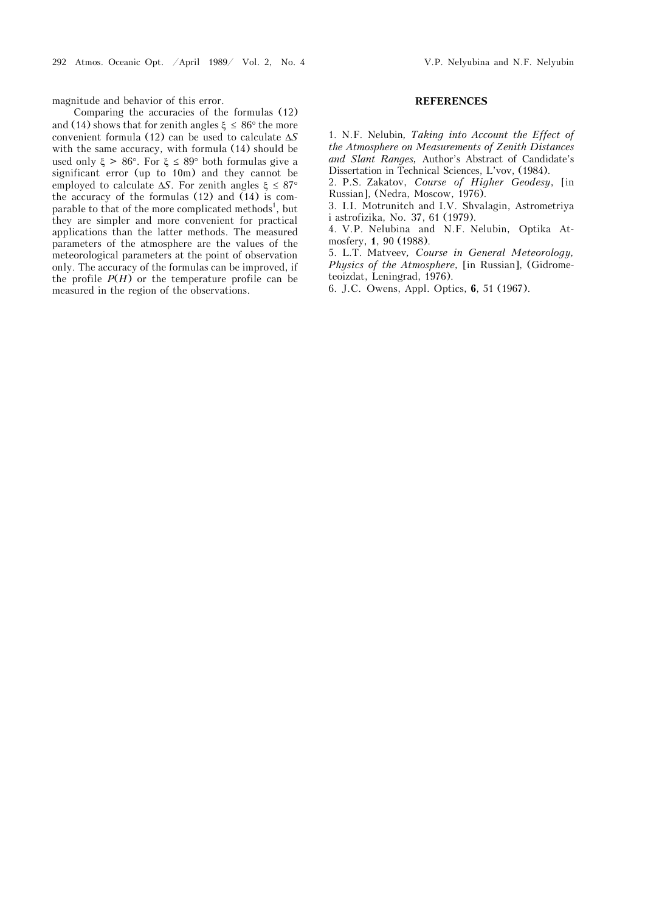magnitude and behavior of this error.

Comparing the accuracies of the formulas (12) and (14) shows that for zenith angles $\xi \leq 86°$ the more convenient formula (12) can be used to calculate $\Delta S$ with the same accuracy, with formula (14) should be used only $\xi > 86°$. For $\xi \leq 89°$ both formulas give a significant error (up to 10m) and they cannot be employed to calculate $\Delta S$. For zenith angles $\xi \leq 87°$ the accuracy of the formulas (12) and (14) is comparable to that of the more complicated methods[1], but they are simpler and more convenient for practical applications than the latter methods. The measured parameters of the atmosphere are the values of the meteorological parameters at the point of observation only. The accuracy of the formulas can be improved, if the profile $P(H)$ or the temperature profile can be measured in the region of the observations.

## REFERENCES

1. N.F. Nelubin, *Taking into Account the Effect of the Atmosphere on Measurements of Zenith Distances and Slant Ranges,* Author's Abstract of Candidate's Dissertation in Technical Sciences, L'vov, (1984).
2. P.S. Zakatov, *Course of Higher Geodesy*, [in Russian], (Nedra, Moscow, 1976).
3. I.I. Motrunitch and I.V. Shvalagin, Astrometriya i astrofizika, No. 37, 61 (1979).
4. V.P. Nelubina and N.F. Nelubin, Optika Atmosfery, **1**, 90 (1988).
5. L.T. Matveev, *Course in General Meteorology, Physics of the Atmosphere,* [in Russian], (Gidrometeoizdat, Leningrad, 1976).
6. J.C. Owens, Appl. Optics, **6**, 51 (1967).